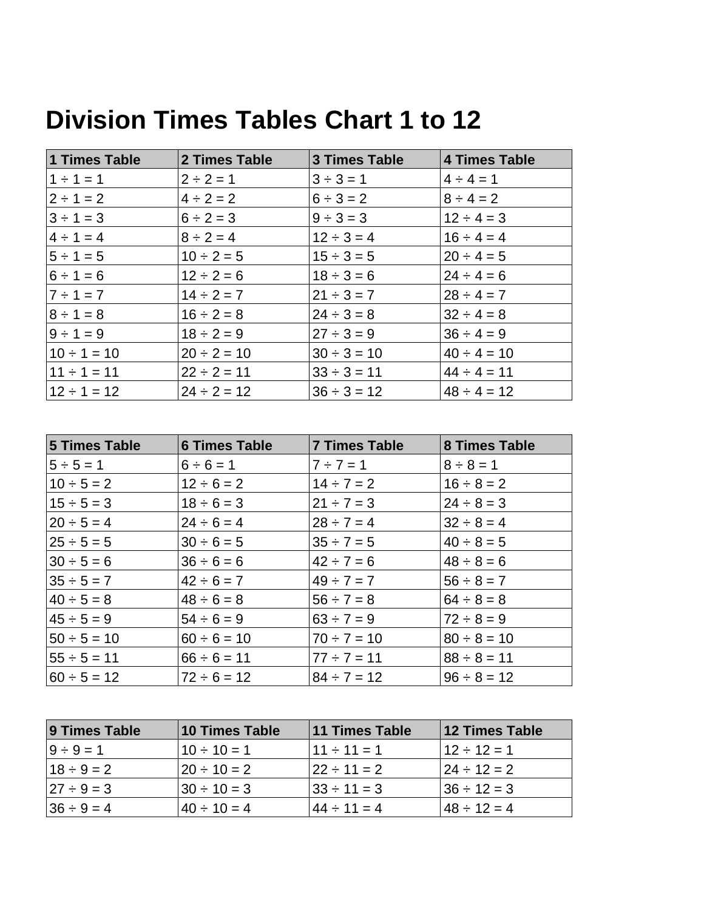# Division Times Tables Chart 1 to 12

| 1 Times Table | 2 Times Table | 3 Times Table | 4 Times Table |
|---|---|---|---|
| 1 ÷ 1 = 1 | 2 ÷ 2 = 1 | 3 ÷ 3 = 1 | 4 ÷ 4 = 1 |
| 2 ÷ 1 = 2 | 4 ÷ 2 = 2 | 6 ÷ 3 = 2 | 8 ÷ 4 = 2 |
| 3 ÷ 1 = 3 | 6 ÷ 2 = 3 | 9 ÷ 3 = 3 | 12 ÷ 4 = 3 |
| 4 ÷ 1 = 4 | 8 ÷ 2 = 4 | 12 ÷ 3 = 4 | 16 ÷ 4 = 4 |
| 5 ÷ 1 = 5 | 10 ÷ 2 = 5 | 15 ÷ 3 = 5 | 20 ÷ 4 = 5 |
| 6 ÷ 1 = 6 | 12 ÷ 2 = 6 | 18 ÷ 3 = 6 | 24 ÷ 4 = 6 |
| 7 ÷ 1 = 7 | 14 ÷ 2 = 7 | 21 ÷ 3 = 7 | 28 ÷ 4 = 7 |
| 8 ÷ 1 = 8 | 16 ÷ 2 = 8 | 24 ÷ 3 = 8 | 32 ÷ 4 = 8 |
| 9 ÷ 1 = 9 | 18 ÷ 2 = 9 | 27 ÷ 3 = 9 | 36 ÷ 4 = 9 |
| 10 ÷ 1 = 10 | 20 ÷ 2 = 10 | 30 ÷ 3 = 10 | 40 ÷ 4 = 10 |
| 11 ÷ 1 = 11 | 22 ÷ 2 = 11 | 33 ÷ 3 = 11 | 44 ÷ 4 = 11 |
| 12 ÷ 1 = 12 | 24 ÷ 2 = 12 | 36 ÷ 3 = 12 | 48 ÷ 4 = 12 |

| 5 Times Table | 6 Times Table | 7 Times Table | 8 Times Table |
|---|---|---|---|
| 5 ÷ 5 = 1 | 6 ÷ 6 = 1 | 7 ÷ 7 = 1 | 8 ÷ 8 = 1 |
| 10 ÷ 5 = 2 | 12 ÷ 6 = 2 | 14 ÷ 7 = 2 | 16 ÷ 8 = 2 |
| 15 ÷ 5 = 3 | 18 ÷ 6 = 3 | 21 ÷ 7 = 3 | 24 ÷ 8 = 3 |
| 20 ÷ 5 = 4 | 24 ÷ 6 = 4 | 28 ÷ 7 = 4 | 32 ÷ 8 = 4 |
| 25 ÷ 5 = 5 | 30 ÷ 6 = 5 | 35 ÷ 7 = 5 | 40 ÷ 8 = 5 |
| 30 ÷ 5 = 6 | 36 ÷ 6 = 6 | 42 ÷ 7 = 6 | 48 ÷ 8 = 6 |
| 35 ÷ 5 = 7 | 42 ÷ 6 = 7 | 49 ÷ 7 = 7 | 56 ÷ 8 = 7 |
| 40 ÷ 5 = 8 | 48 ÷ 6 = 8 | 56 ÷ 7 = 8 | 64 ÷ 8 = 8 |
| 45 ÷ 5 = 9 | 54 ÷ 6 = 9 | 63 ÷ 7 = 9 | 72 ÷ 8 = 9 |
| 50 ÷ 5 = 10 | 60 ÷ 6 = 10 | 70 ÷ 7 = 10 | 80 ÷ 8 = 10 |
| 55 ÷ 5 = 11 | 66 ÷ 6 = 11 | 77 ÷ 7 = 11 | 88 ÷ 8 = 11 |
| 60 ÷ 5 = 12 | 72 ÷ 6 = 12 | 84 ÷ 7 = 12 | 96 ÷ 8 = 12 |

| 9 Times Table | 10 Times Table | 11 Times Table | 12 Times Table |
|---|---|---|---|
| 9 ÷ 9 = 1 | 10 ÷ 10 = 1 | 11 ÷ 11 = 1 | 12 ÷ 12 = 1 |
| 18 ÷ 9 = 2 | 20 ÷ 10 = 2 | 22 ÷ 11 = 2 | 24 ÷ 12 = 2 |
| 27 ÷ 9 = 3 | 30 ÷ 10 = 3 | 33 ÷ 11 = 3 | 36 ÷ 12 = 3 |
| 36 ÷ 9 = 4 | 40 ÷ 10 = 4 | 44 ÷ 11 = 4 | 48 ÷ 12 = 4 |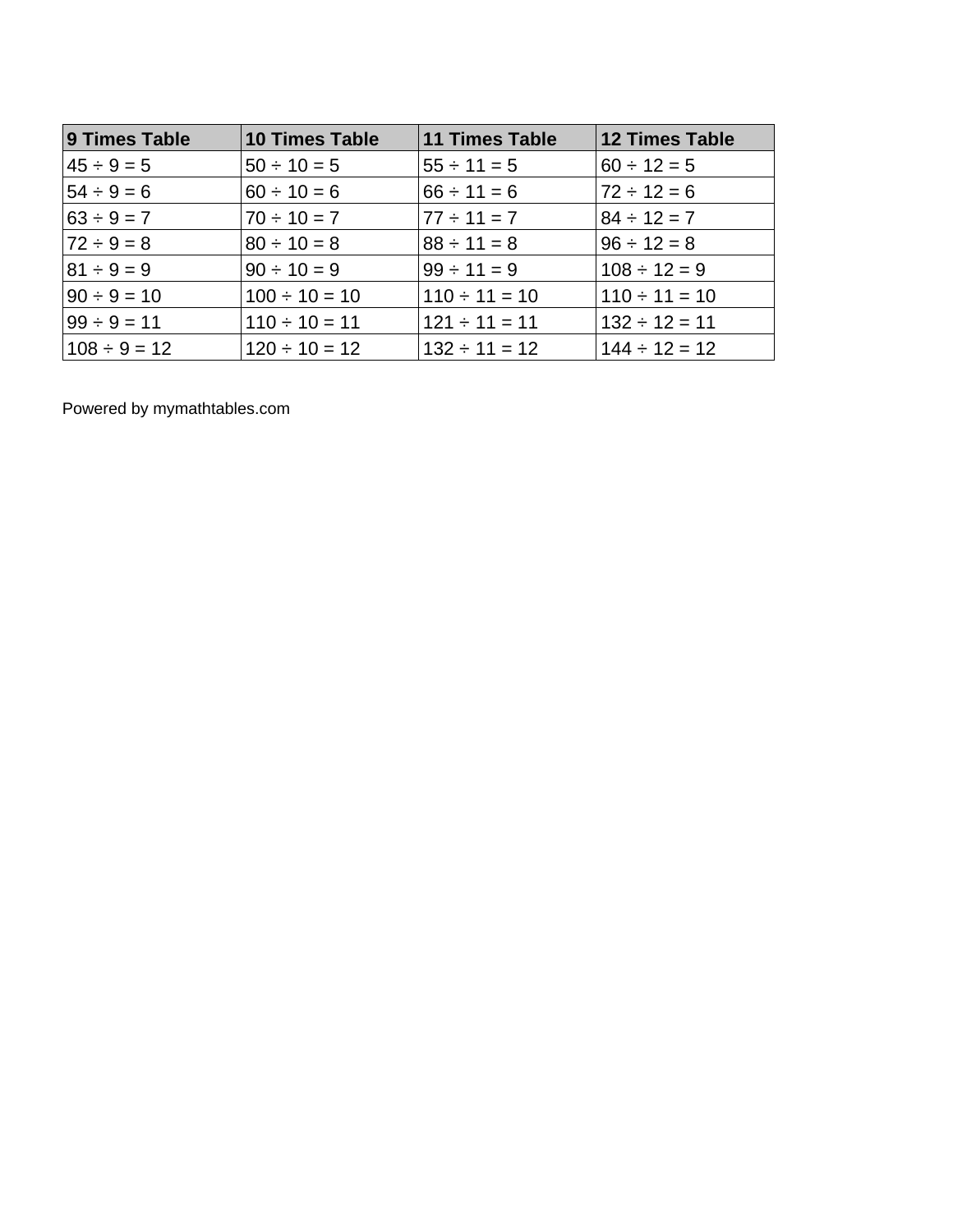| 9 Times Table | 10 Times Table | 11 Times Table | 12 Times Table |
|---|---|---|---|
| 45 ÷ 9 = 5 | 50 ÷ 10 = 5 | 55 ÷ 11 = 5 | 60 ÷ 12 = 5 |
| 54 ÷ 9 = 6 | 60 ÷ 10 = 6 | 66 ÷ 11 = 6 | 72 ÷ 12 = 6 |
| 63 ÷ 9 = 7 | 70 ÷ 10 = 7 | 77 ÷ 11 = 7 | 84 ÷ 12 = 7 |
| 72 ÷ 9 = 8 | 80 ÷ 10 = 8 | 88 ÷ 11 = 8 | 96 ÷ 12 = 8 |
| 81 ÷ 9 = 9 | 90 ÷ 10 = 9 | 99 ÷ 11 = 9 | 108 ÷ 12 = 9 |
| 90 ÷ 9 = 10 | 100 ÷ 10 = 10 | 110 ÷ 11 = 10 | 110 ÷ 11 = 10 |
| 99 ÷ 9 = 11 | 110 ÷ 10 = 11 | 121 ÷ 11 = 11 | 132 ÷ 12 = 11 |
| 108 ÷ 9 = 12 | 120 ÷ 10 = 12 | 132 ÷ 11 = 12 | 144 ÷ 12 = 12 |

Powered by mymathtables.com